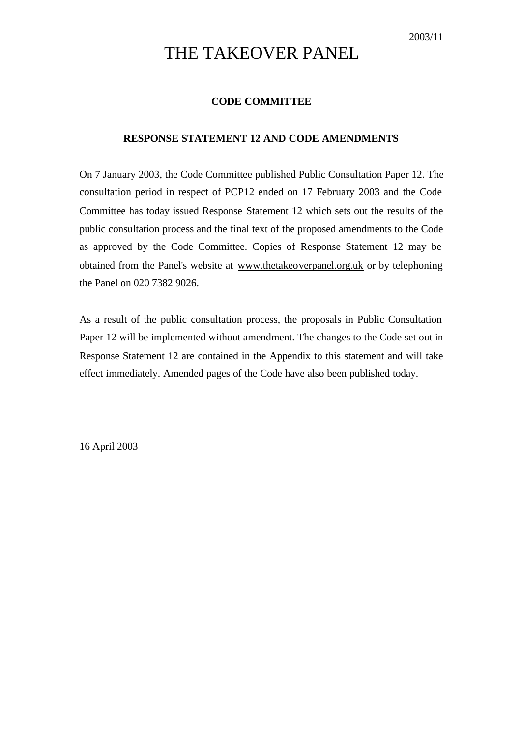2003/11

# THE TAKEOVER PANEL

## CODE COMMITTEE

### RESPONSE STATEMENT 12 AND CODE AMENDMENTS

On 7 January 2003, the Code Committee published Public Consultation Paper 12. The consultation period in respect of PCP12 ended on 17 February 2003 and the Code Committee has today issued Response Statement 12 which sets out the results of the public consultation process and the final text of the proposed amendments to the Code as approved by the Code Committee. Copies of Response Statement 12 may be obtained from the Panel's website at www.thetakeoverpanel.org.uk or by telephoning the Panel on 020 7382 9026.

As a result of the public consultation process, the proposals in Public Consultation Paper 12 will be implemented without amendment. The changes to the Code set out in Response Statement 12 are contained in the Appendix to this statement and will take effect immediately. Amended pages of the Code have also been published today.

16 April 2003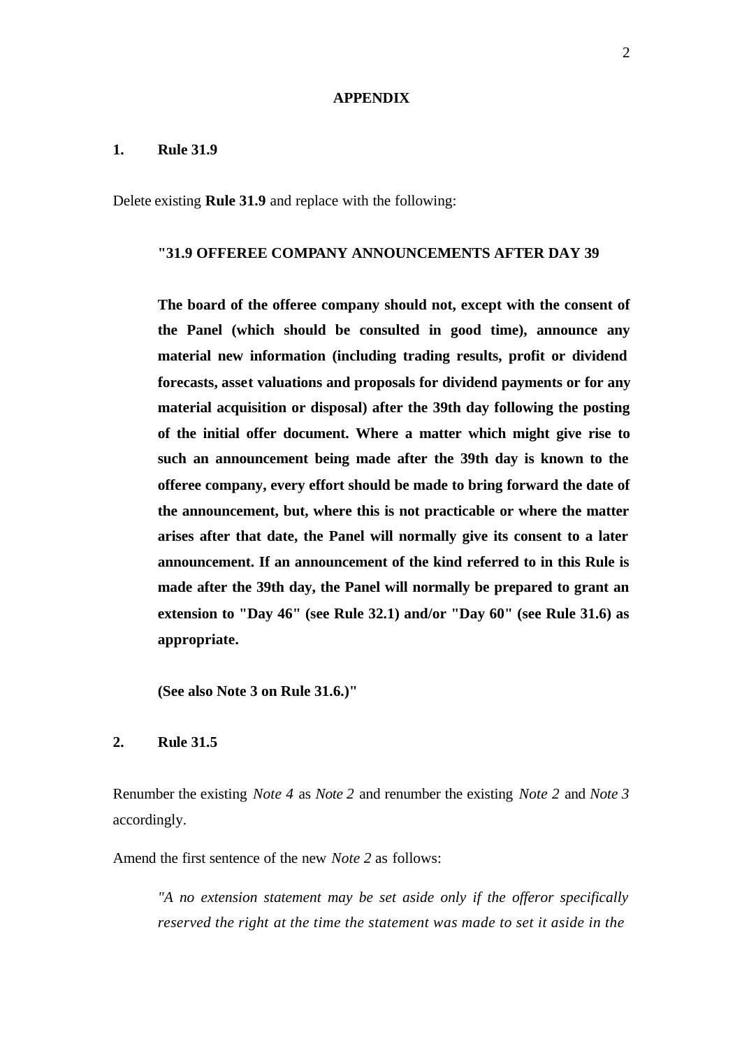## APPENDIX

### 1. Rule 31.9

Delete existing **Rule 31.9** and replace with the following:

> **"31.9 OFFEREE COMPANY ANNOUNCEMENTS AFTER DAY 39**
>
> **The board of the offeree company should not, except with the consent of the Panel (which should be consulted in good time), announce any material new information (including trading results, profit or dividend forecasts, asset valuations and proposals for dividend payments or for any material acquisition or disposal) after the 39th day following the posting of the initial offer document. Where a matter which might give rise to such an announcement being made after the 39th day is known to the offeree company, every effort should be made to bring forward the date of the announcement, but, where this is not practicable or where the matter arises after that date, the Panel will normally give its consent to a later announcement. If an announcement of the kind referred to in this Rule is made after the 39th day, the Panel will normally be prepared to grant an extension to "Day 46" (see Rule 32.1) and/or "Day 60" (see Rule 31.6) as appropriate.**
>
> **(See also Note 3 on Rule 31.6.)"**

### 2. Rule 31.5

Renumber the existing *Note 4* as *Note 2* and renumber the existing *Note 2* and *Note 3* accordingly.

Amend the first sentence of the new *Note 2* as follows:

> *"A no extension statement may be set aside only if the offeror specifically reserved the right at the time the statement was made to set it aside in the*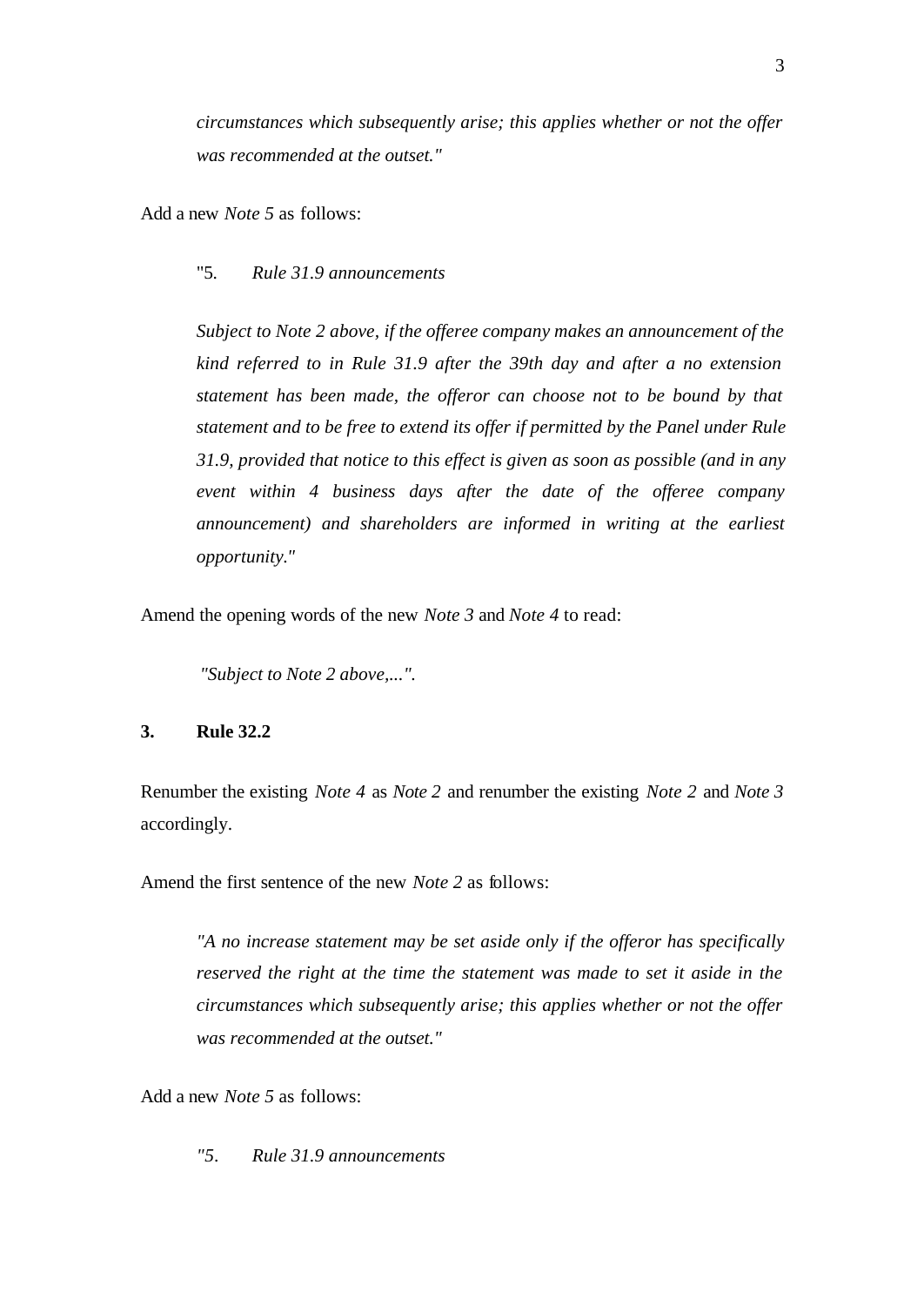*circumstances which subsequently arise; this applies whether or not the offer was recommended at the outset."*

Add a new *Note 5* as follows:

> "5. *Rule 31.9 announcements*
>
> *Subject to Note 2 above, if the offeree company makes an announcement of the kind referred to in Rule 31.9 after the 39th day and after a no extension statement has been made, the offeror can choose not to be bound by that statement and to be free to extend its offer if permitted by the Panel under Rule 31.9, provided that notice to this effect is given as soon as possible (and in any event within 4 business days after the date of the offeree company announcement) and shareholders are informed in writing at the earliest opportunity."*

Amend the opening words of the new *Note 3* and *Note 4* to read:

> *"Subject to Note 2 above,...".*

**3. Rule 32.2**

Renumber the existing *Note 4* as *Note 2* and renumber the existing *Note 2* and *Note 3* accordingly.

Amend the first sentence of the new *Note 2* as follows:

> *"A no increase statement may be set aside only if the offeror has specifically reserved the right at the time the statement was made to set it aside in the circumstances which subsequently arise; this applies whether or not the offer was recommended at the outset."*

Add a new *Note 5* as follows:

> *"5. Rule 31.9 announcements*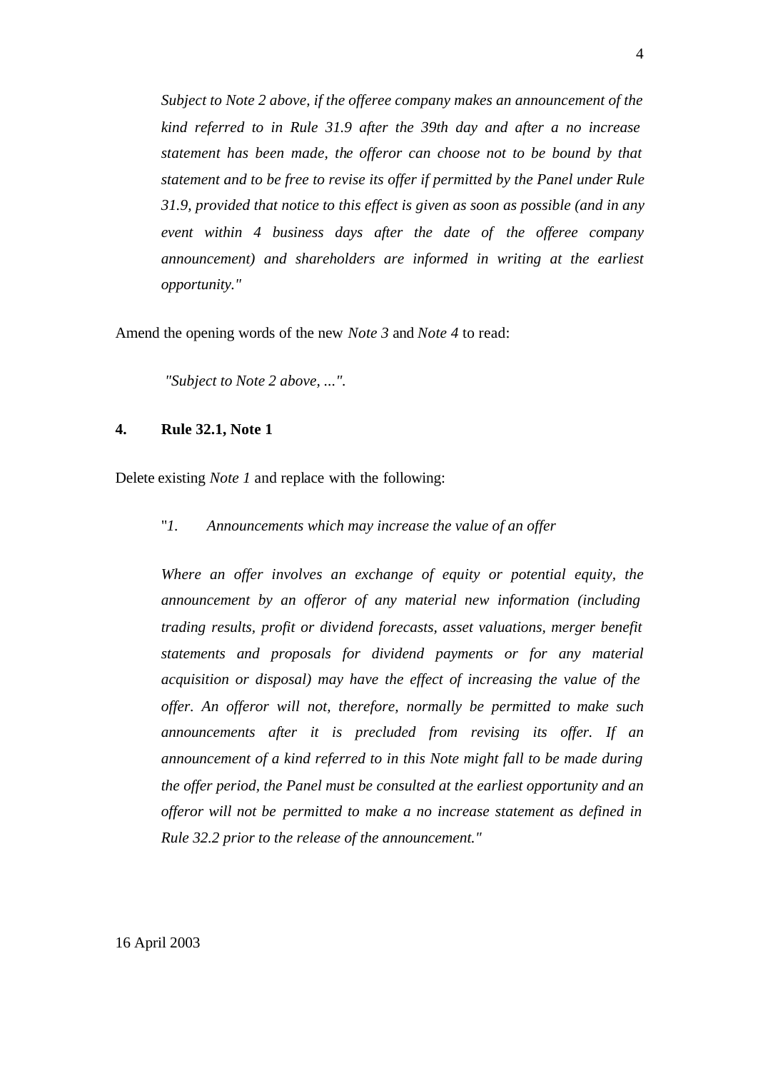*Subject to Note 2 above, if the offeree company makes an announcement of the kind referred to in Rule 31.9 after the 39th day and after a no increase statement has been made, the offeror can choose not to be bound by that statement and to be free to revise its offer if permitted by the Panel under Rule 31.9, provided that notice to this effect is given as soon as possible (and in any event within 4 business days after the date of the offeree company announcement) and shareholders are informed in writing at the earliest opportunity."*

Amend the opening words of the new *Note 3* and *Note 4* to read:

*"Subject to Note 2 above, ...".*

**4. Rule 32.1, Note 1**

Delete existing *Note 1* and replace with the following:

"*1. Announcements which may increase the value of an offer*

*Where an offer involves an exchange of equity or potential equity, the announcement by an offeror of any material new information (including trading results, profit or dividend forecasts, asset valuations, merger benefit statements and proposals for dividend payments or for any material acquisition or disposal) may have the effect of increasing the value of the offer. An offeror will not, therefore, normally be permitted to make such announcements after it is precluded from revising its offer. If an announcement of a kind referred to in this Note might fall to be made during the offer period, the Panel must be consulted at the earliest opportunity and an offeror will not be permitted to make a no increase statement as defined in Rule 32.2 prior to the release of the announcement."*

16 April 2003